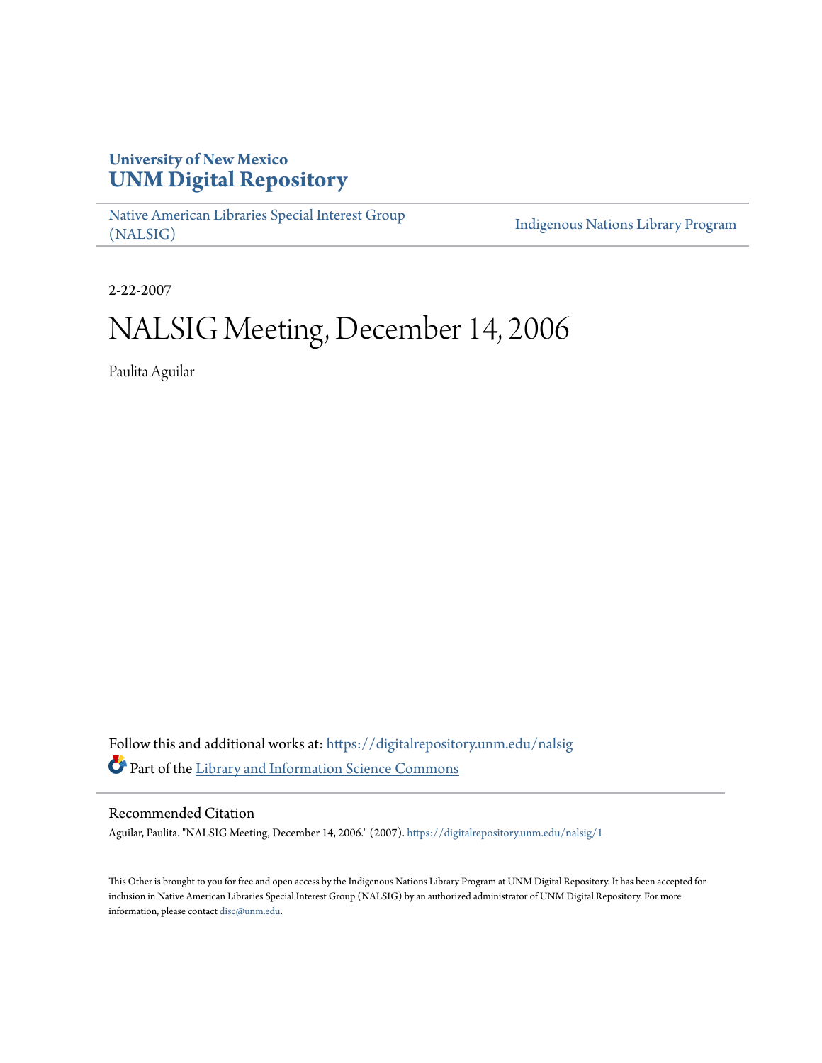**University of New Mexico**
# UNM Digital Repository

Native American Libraries Special Interest Group (NALSIG) | Indigenous Nations Library Program

2-22-2007

# NALSIG Meeting, December 14, 2006

Paulita Aguilar

Follow this and additional works at: https://digitalrepository.unm.edu/nalsig

Part of the Library and Information Science Commons

## Recommended Citation

Aguilar, Paulita. "NALSIG Meeting, December 14, 2006." (2007). https://digitalrepository.unm.edu/nalsig/1

This Other is brought to you for free and open access by the Indigenous Nations Library Program at UNM Digital Repository. It has been accepted for inclusion in Native American Libraries Special Interest Group (NALSIG) by an authorized administrator of UNM Digital Repository. For more information, please contact disc@unm.edu.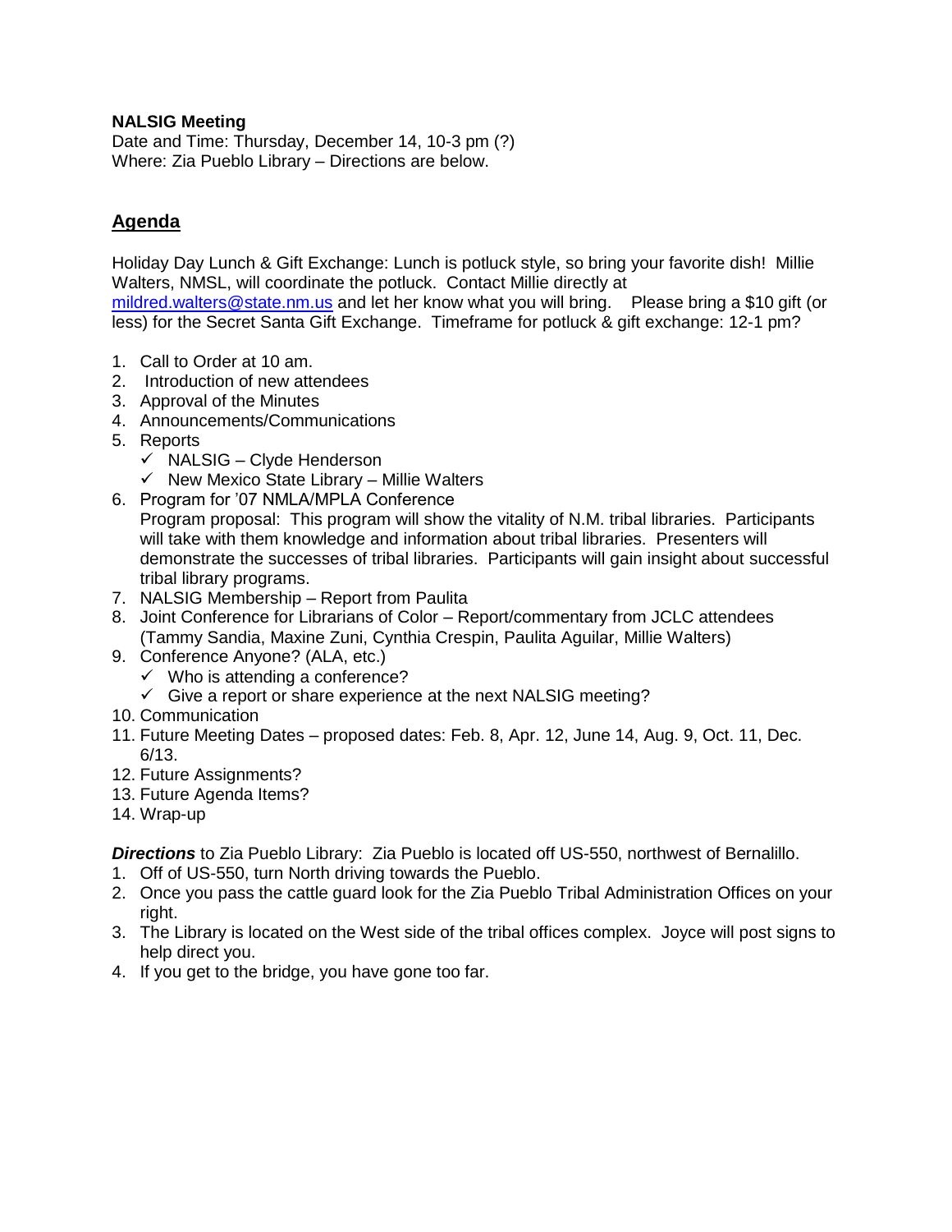**NALSIG Meeting**
Date and Time: Thursday, December 14, 10-3 pm (?)
Where: Zia Pueblo Library – Directions are below.

## Agenda

Holiday Day Lunch & Gift Exchange: Lunch is potluck style, so bring your favorite dish! Millie Walters, NMSL, will coordinate the potluck. Contact Millie directly at mildred.walters@state.nm.us and let her know what you will bring. Please bring a $10 gift (or less) for the Secret Santa Gift Exchange. Timeframe for potluck & gift exchange: 12-1 pm?

1. Call to Order at 10 am.
2. Introduction of new attendees
3. Approval of the Minutes
4. Announcements/Communications
5. Reports
   - ✓ NALSIG – Clyde Henderson
   - ✓ New Mexico State Library – Millie Walters
6. Program for '07 NMLA/MPLA Conference
   Program proposal: This program will show the vitality of N.M. tribal libraries. Participants will take with them knowledge and information about tribal libraries. Presenters will demonstrate the successes of tribal libraries. Participants will gain insight about successful tribal library programs.
7. NALSIG Membership – Report from Paulita
8. Joint Conference for Librarians of Color – Report/commentary from JCLC attendees (Tammy Sandia, Maxine Zuni, Cynthia Crespin, Paulita Aguilar, Millie Walters)
9. Conference Anyone? (ALA, etc.)
   - ✓ Who is attending a conference?
   - ✓ Give a report or share experience at the next NALSIG meeting?
10. Communication
11. Future Meeting Dates – proposed dates: Feb. 8, Apr. 12, June 14, Aug. 9, Oct. 11, Dec. 6/13.
12. Future Assignments?
13. Future Agenda Items?
14. Wrap-up

***Directions*** to Zia Pueblo Library: Zia Pueblo is located off US-550, northwest of Bernalillo.

1. Off of US-550, turn North driving towards the Pueblo.
2. Once you pass the cattle guard look for the Zia Pueblo Tribal Administration Offices on your right.
3. The Library is located on the West side of the tribal offices complex. Joyce will post signs to help direct you.
4. If you get to the bridge, you have gone too far.